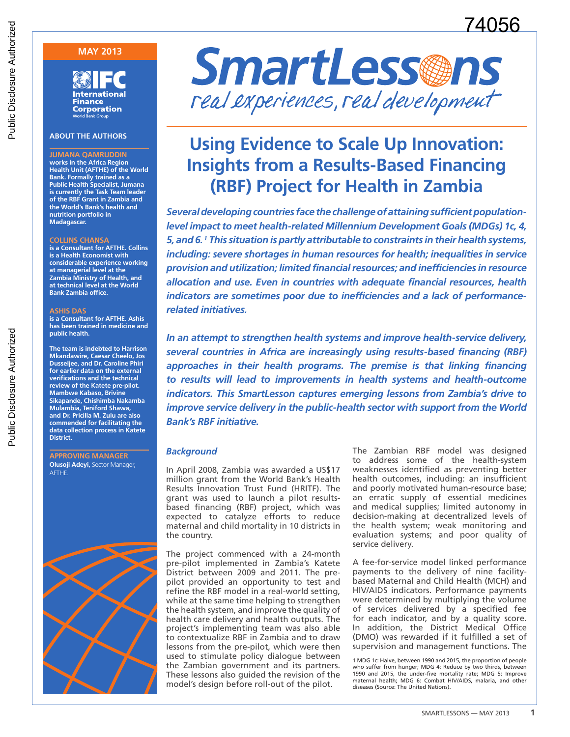74056

MAY 2013

# SmartLessons

real experiences, real development

## Using Evidence to Scale Up Innovation: Insights from a Results-Based Financing (RBF) Project for Health in Zambia

***Several developing countries face the challenge of attaining sufficient population-level impact to meet health-related Millennium Development Goals (MDGs) 1c, 4, 5, and 6.[1] This situation is partly attributable to constraints in their health systems, including: severe shortages in human resources for health; inequalities in service provision and utilization; limited financial resources; and inefficiencies in resource allocation and use. Even in countries with adequate financial resources, health indicators are sometimes poor due to inefficiencies and a lack of performance-related initiatives.***

***In an attempt to strengthen health systems and improve health-service delivery, several countries in Africa are increasingly using results-based financing (RBF) approaches in their health programs. The premise is that linking financing to results will lead to improvements in health systems and health-outcome indicators. This SmartLesson captures emerging lessons from Zambia's drive to improve service delivery in the public-health sector with support from the World Bank's RBF initiative.***

### ABOUT THE AUTHORS

**JUMANA QAMRUDDIN**
**works in the Africa Region Health Unit (AFTHE) of the World Bank. Formally trained as a Public Health Specialist, Jumana is currently the Task Team leader of the RBF Grant in Zambia and the World's Bank's health and nutrition portfolio in Madagascar.**

**COLLINS CHANSA**
**is a Consultant for AFTHE. Collins is a Health Economist with considerable experience working at managerial level at the Zambia Ministry of Health, and at technical level at the World Bank Zambia office.**

**ASHIS DAS**
**is a Consultant for AFTHE. Ashis has been trained in medicine and public health.**

**The team is indebted to Harrison Mkandawire, Caesar Cheelo, Jos Dusseljee, and Dr. Caroline Phiri for earlier data on the external verifications and the technical review of the Katete pre-pilot. Mambwe Kabaso, Brivine Sikapande, Chishimba Nakamba Mulambia, Teniford Shawa, and Dr. Pricilla M. Zulu are also commended for facilitating the data collection process in Katete District.**

**APPROVING MANAGER**
**Olusoji Adeyi,** Sector Manager, AFTHE.

### *Background*

In April 2008, Zambia was awarded a US$17 million grant from the World Bank's Health Results Innovation Trust Fund (HRITF). The grant was used to launch a pilot results-based financing (RBF) project, which was expected to catalyze efforts to reduce maternal and child mortality in 10 districts in the country.

The project commenced with a 24-month pre-pilot implemented in Zambia's Katete District between 2009 and 2011. The pre-pilot provided an opportunity to test and refine the RBF model in a real-world setting, while at the same time helping to strengthen the health system, and improve the quality of health care delivery and health outputs. The project's implementing team was also able to contextualize RBF in Zambia and to draw lessons from the pre-pilot, which were then used to stimulate policy dialogue between the Zambian government and its partners. These lessons also guided the revision of the model's design before roll-out of the pilot.

The Zambian RBF model was designed to address some of the health-system weaknesses identified as preventing better health outcomes, including: an insufficient and poorly motivated human-resource base; an erratic supply of essential medicines and medical supplies; limited autonomy in decision-making at decentralized levels of the health system; weak monitoring and evaluation systems; and poor quality of service delivery.

A fee-for-service model linked performance payments to the delivery of nine facility-based Maternal and Child Health (MCH) and HIV/AIDS indicators. Performance payments were determined by multiplying the volume of services delivered by a specified fee for each indicator, and by a quality score. In addition, the District Medical Office (DMO) was rewarded if it fulfilled a set of supervision and management functions. The

[1] MDG 1c: Halve, between 1990 and 2015, the proportion of people who suffer from hunger; MDG 4: Reduce by two thirds, between 1990 and 2015, the under-five mortality rate; MDG 5: Improve maternal health; MDG 6: Combat HIV/AIDS, malaria, and other diseases (Source: The United Nations).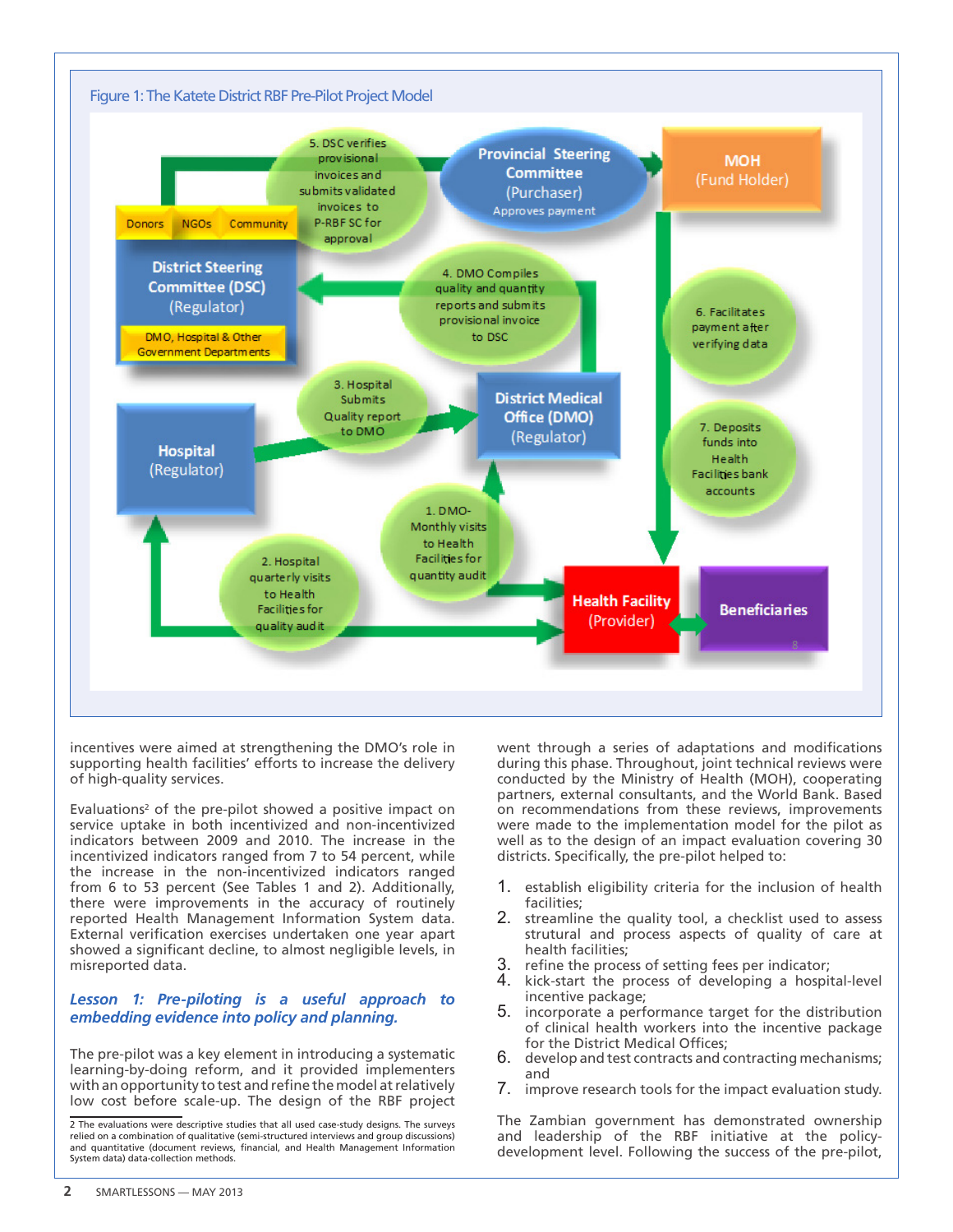Figure 1: The Katete District RBF Pre-Pilot Project Model

incentives were aimed at strengthening the DMO's role in supporting health facilities' efforts to increase the delivery of high-quality services.

Evaluations[2] of the pre-pilot showed a positive impact on service uptake in both incentivized and non-incentivized indicators between 2009 and 2010. The increase in the incentivized indicators ranged from 7 to 54 percent, while the increase in the non-incentivized indicators ranged from 6 to 53 percent (See Tables 1 and 2). Additionally, there were improvements in the accuracy of routinely reported Health Management Information System data. External verification exercises undertaken one year apart showed a significant decline, to almost negligible levels, in misreported data.

***Lesson 1: Pre-piloting is a useful approach to embedding evidence into policy and planning.***

The pre-pilot was a key element in introducing a systematic learning-by-doing reform, and it provided implementers with an opportunity to test and refine the model at relatively low cost before scale-up. The design of the RBF project went through a series of adaptations and modifications during this phase. Throughout, joint technical reviews were conducted by the Ministry of Health (MOH), cooperating partners, external consultants, and the World Bank. Based on recommendations from these reviews, improvements were made to the implementation model for the pilot as well as to the design of an impact evaluation covering 30 districts. Specifically, the pre-pilot helped to:

1. establish eligibility criteria for the inclusion of health facilities;
2. streamline the quality tool, a checklist used to assess strutural and process aspects of quality of care at health facilities;
3. refine the process of setting fees per indicator;
4. kick-start the process of developing a hospital-level incentive package;
5. incorporate a performance target for the distribution of clinical health workers into the incentive package for the District Medical Offices;
6. develop and test contracts and contracting mechanisms; and
7. improve research tools for the impact evaluation study.

The Zambian government has demonstrated ownership and leadership of the RBF initiative at the policy-development level. Following the success of the pre-pilot,

---

2 The evaluations were descriptive studies that all used case-study designs. The surveys relied on a combination of qualitative (semi-structured interviews and group discussions) and quantitative (document reviews, financial, and Health Management Information System data) data-collection methods.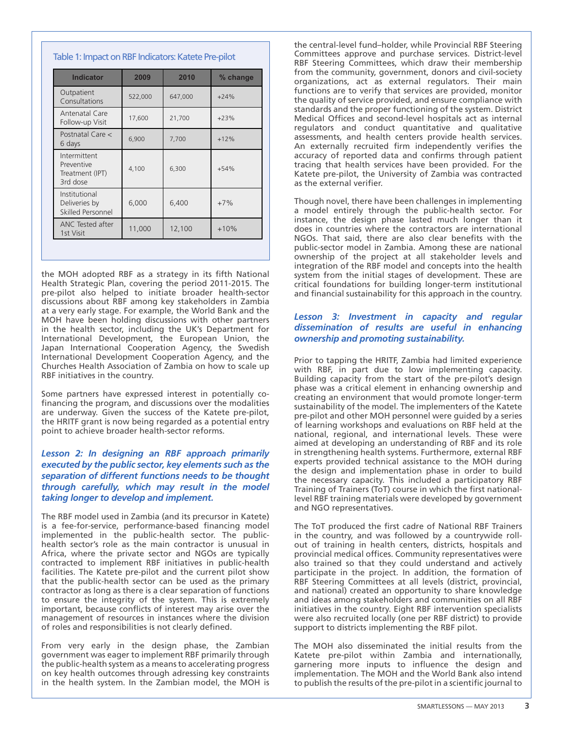**Table 1: Impact on RBF Indicators: Katete Pre-pilot**

| Indicator | 2009 | 2010 | % change |
|---|---|---|---|
| Outpatient Consultations | 522,000 | 647,000 | +24% |
| Antenatal Care Follow-up Visit | 17,600 | 21,700 | +23% |
| Postnatal Care < 6 days | 6,900 | 7,700 | +12% |
| Intermittent Preventive Treatment (IPT) 3rd dose | 4,100 | 6,300 | +54% |
| Institutional Deliveries by Skilled Personnel | 6,000 | 6,400 | +7% |
| ANC Tested after 1st Visit | 11,000 | 12,100 | +10% |

the MOH adopted RBF as a strategy in its fifth National Health Strategic Plan, covering the period 2011-2015. The pre-pilot also helped to initiate broader health-sector discussions about RBF among key stakeholders in Zambia at a very early stage. For example, the World Bank and the MOH have been holding discussions with other partners in the health sector, including the UK's Department for International Development, the European Union, the Japan International Cooperation Agency, the Swedish International Development Cooperation Agency, and the Churches Health Association of Zambia on how to scale up RBF initiatives in the country.

Some partners have expressed interest in potentially co-financing the program, and discussions over the modalities are underway. Given the success of the Katete pre-pilot, the HRITF grant is now being regarded as a potential entry point to achieve broader health-sector reforms.

### *Lesson 2: In designing an RBF approach primarily executed by the public sector, key elements such as the separation of different functions needs to be thought through carefully, which may result in the model taking longer to develop and implement.*

The RBF model used in Zambia (and its precursor in Katete) is a fee-for-service, performance-based financing model implemented in the public-health sector. The public-health sector's role as the main contractor is unusual in Africa, where the private sector and NGOs are typically contracted to implement RBF initiatives in public-health facilities. The Katete pre-pilot and the current pilot show that the public-health sector can be used as the primary contractor as long as there is a clear separation of functions to ensure the integrity of the system. This is extremely important, because conflicts of interest may arise over the management of resources in instances where the division of roles and responsibilities is not clearly defined.

From very early in the design phase, the Zambian government was eager to implement RBF primarily through the public-health system as a means to accelerating progress on key health outcomes through adressing key constraints in the health system. In the Zambian model, the MOH is the central-level fund–holder, while Provincial RBF Steering Committees approve and purchase services. District-level RBF Steering Committees, which draw their membership from the community, government, donors and civil-society organizations, act as external regulators. Their main functions are to verify that services are provided, monitor the quality of service provided, and ensure compliance with standards and the proper functioning of the system. District Medical Offices and second-level hospitals act as internal regulators and conduct quantitative and qualitative assessments, and health centers provide health services. An externally recruited firm independently verifies the accuracy of reported data and confirms through patient tracing that health services have been provided. For the Katete pre-pilot, the University of Zambia was contracted as the external verifier.

Though novel, there have been challenges in implementing a model entirely through the public-health sector. For instance, the design phase lasted much longer than it does in countries where the contractors are international NGOs. That said, there are also clear benefits with the public-sector model in Zambia. Among these are national ownership of the project at all stakeholder levels and integration of the RBF model and concepts into the health system from the initial stages of development. These are critical foundations for building longer-term institutional and financial sustainability for this approach in the country.

### *Lesson 3: Investment in capacity and regular dissemination of results are useful in enhancing ownership and promoting sustainability.*

Prior to tapping the HRITF, Zambia had limited experience with RBF, in part due to low implementing capacity. Building capacity from the start of the pre-pilot's design phase was a critical element in enhancing ownership and creating an environment that would promote longer-term sustainability of the model. The implementers of the Katete pre-pilot and other MOH personnel were guided by a series of learning workshops and evaluations on RBF held at the national, regional, and international levels. These were aimed at developing an understanding of RBF and its role in strengthening health systems. Furthermore, external RBF experts provided technical assistance to the MOH during the design and implementation phase in order to build the necessary capacity. This included a participatory RBF Training of Trainers (ToT) course in which the first national-level RBF training materials were developed by government and NGO representatives.

The ToT produced the first cadre of National RBF Trainers in the country, and was followed by a countrywide roll-out of training in health centers, districts, hospitals and provincial medical offices. Community representatives were also trained so that they could understand and actively participate in the project. In addition, the formation of RBF Steering Committees at all levels (district, provincial, and national) created an opportunity to share knowledge and ideas among stakeholders and communities on all RBF initiatives in the country. Eight RBF intervention specialists were also recruited locally (one per RBF district) to provide support to districts implementing the RBF pilot.

The MOH also disseminated the initial results from the Katete pre-pilot within Zambia and internationally, garnering more inputs to influence the design and implementation. The MOH and the World Bank also intend to publish the results of the pre-pilot in a scientific journal to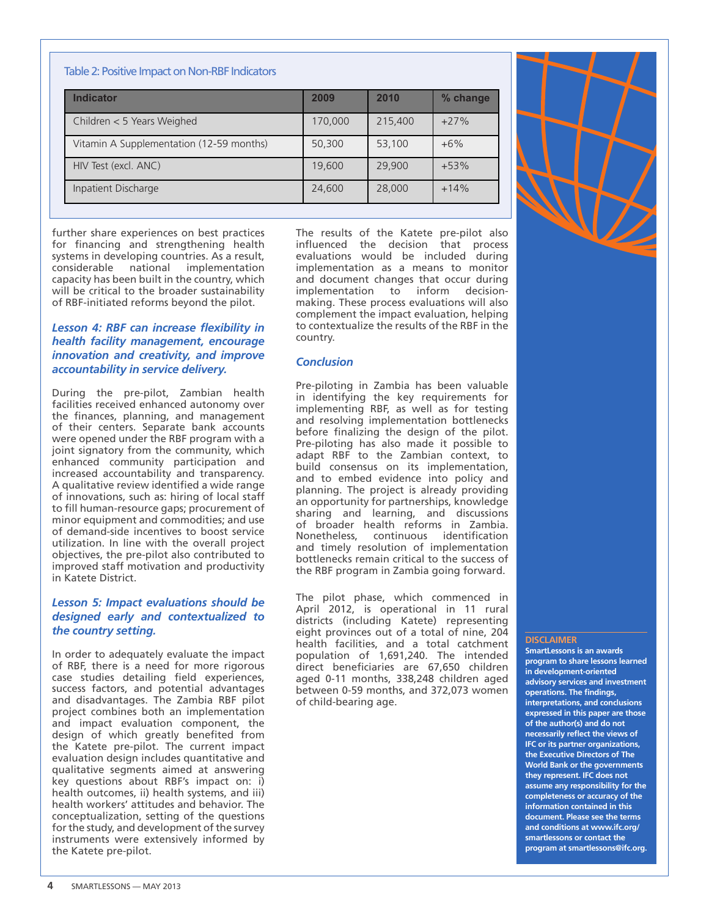Table 2: Positive Impact on Non-RBF Indicators

| Indicator | 2009 | 2010 | % change |
|---|---|---|---|
| Children < 5 Years Weighed | 170,000 | 215,400 | +27% |
| Vitamin A Supplementation (12-59 months) | 50,300 | 53,100 | +6% |
| HIV Test (excl. ANC) | 19,600 | 29,900 | +53% |
| Inpatient Discharge | 24,600 | 28,000 | +14% |

further share experiences on best practices for financing and strengthening health systems in developing countries. As a result, considerable national implementation capacity has been built in the country, which will be critical to the broader sustainability of RBF-initiated reforms beyond the pilot.

### *Lesson 4: RBF can increase flexibility in health facility management, encourage innovation and creativity, and improve accountability in service delivery.*

During the pre-pilot, Zambian health facilities received enhanced autonomy over the finances, planning, and management of their centers. Separate bank accounts were opened under the RBF program with a joint signatory from the community, which enhanced community participation and increased accountability and transparency. A qualitative review identified a wide range of innovations, such as: hiring of local staff to fill human-resource gaps; procurement of minor equipment and commodities; and use of demand-side incentives to boost service utilization. In line with the overall project objectives, the pre-pilot also contributed to improved staff motivation and productivity in Katete District.

### *Lesson 5: Impact evaluations should be designed early and contextualized to the country setting.*

In order to adequately evaluate the impact of RBF, there is a need for more rigorous case studies detailing field experiences, success factors, and potential advantages and disadvantages. The Zambia RBF pilot project combines both an implementation and impact evaluation component, the design of which greatly benefited from the Katete pre-pilot. The current impact evaluation design includes quantitative and qualitative segments aimed at answering key questions about RBF's impact on: i) health outcomes, ii) health systems, and iii) health workers' attitudes and behavior. The conceptualization, setting of the questions for the study, and development of the survey instruments were extensively informed by the Katete pre-pilot.

The results of the Katete pre-pilot also influenced the decision that process evaluations would be included during implementation as a means to monitor and document changes that occur during implementation to inform decision-making. These process evaluations will also complement the impact evaluation, helping to contextualize the results of the RBF in the country.

### *Conclusion*

Pre-piloting in Zambia has been valuable in identifying the key requirements for implementing RBF, as well as for testing and resolving implementation bottlenecks before finalizing the design of the pilot. Pre-piloting has also made it possible to adapt RBF to the Zambian context, to build consensus on its implementation, and to embed evidence into policy and planning. The project is already providing an opportunity for partnerships, knowledge sharing and learning, and discussions of broader health reforms in Zambia. Nonetheless, continuous identification and timely resolution of implementation bottlenecks remain critical to the success of the RBF program in Zambia going forward.

The pilot phase, which commenced in April 2012, is operational in 11 rural districts (including Katete) representing eight provinces out of a total of nine, 204 health facilities, and a total catchment population of 1,691,240. The intended direct beneficiaries are 67,650 children aged 0-11 months, 338,248 children aged between 0-59 months, and 372,073 women of child-bearing age.

**DISCLAIMER**

**SmartLessons is an awards program to share lessons learned in development-oriented advisory services and investment operations. The findings, interpretations, and conclusions expressed in this paper are those of the author(s) and do not necessarily reflect the views of IFC or its partner organizations, the Executive Directors of The World Bank or the governments they represent. IFC does not assume any responsibility for the completeness or accuracy of the information contained in this document. Please see the terms and conditions at www.ifc.org/smartlessons or contact the program at smartlessons@ifc.org.**